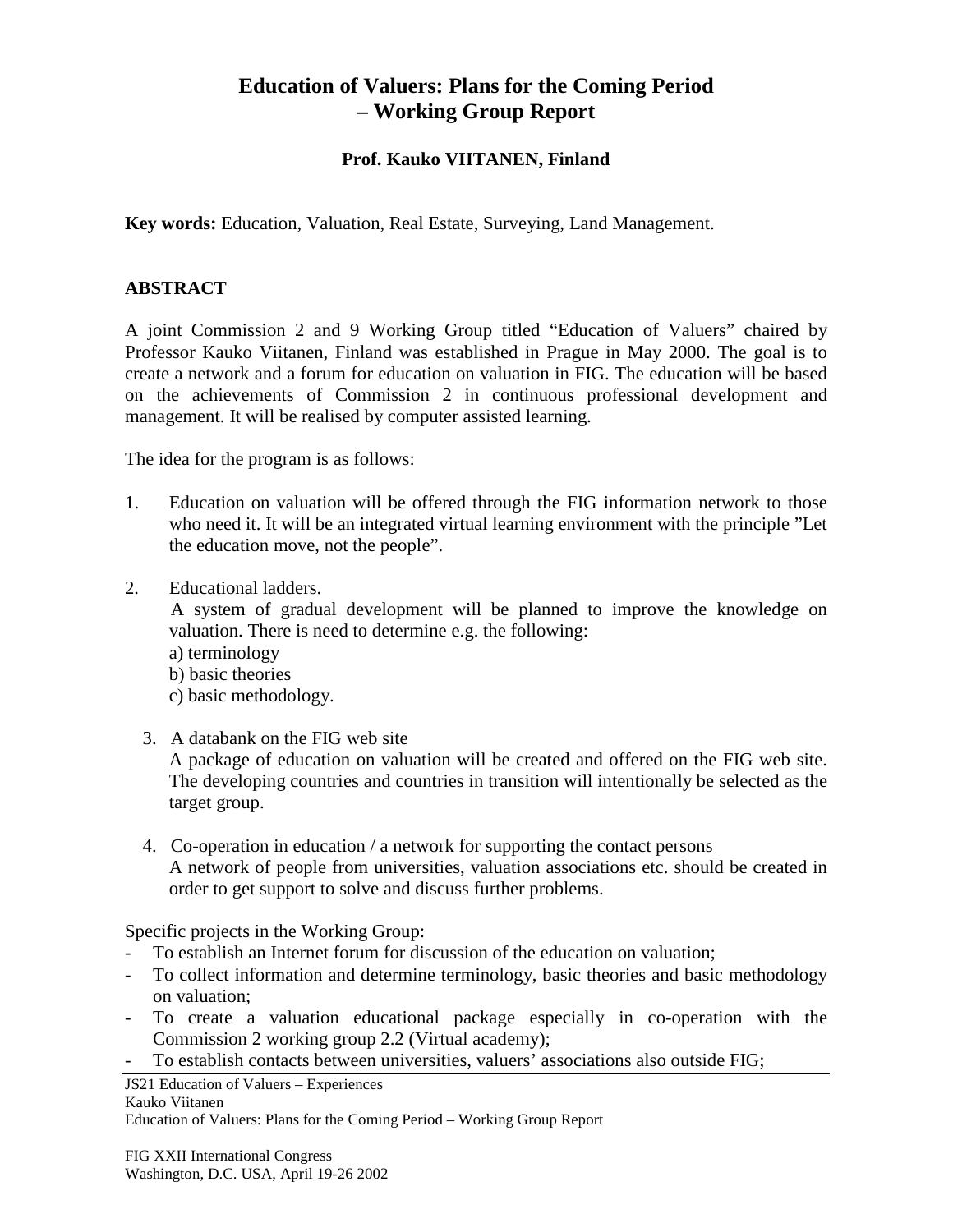# Education of Valuers: Plans for the Coming Period – Working Group Report

**Prof. Kauko VIITANEN, Finland**

**Key words:** Education, Valuation, Real Estate, Surveying, Land Management.

## ABSTRACT

A joint Commission 2 and 9 Working Group titled "Education of Valuers" chaired by Professor Kauko Viitanen, Finland was established in Prague in May 2000. The goal is to create a network and a forum for education on valuation in FIG. The education will be based on the achievements of Commission 2 in continuous professional development and management. It will be realised by computer assisted learning.

The idea for the program is as follows:

1. Education on valuation will be offered through the FIG information network to those who need it. It will be an integrated virtual learning environment with the principle "Let the education move, not the people".

2. Educational ladders.
   A system of gradual development will be planned to improve the knowledge on valuation. There is need to determine e.g. the following:
   a) terminology
   b) basic theories
   c) basic methodology.

3. A databank on the FIG web site
   A package of education on valuation will be created and offered on the FIG web site. The developing countries and countries in transition will intentionally be selected as the target group.

4. Co-operation in education / a network for supporting the contact persons
   A network of people from universities, valuation associations etc. should be created in order to get support to solve and discuss further problems.

Specific projects in the Working Group:

- To establish an Internet forum for discussion of the education on valuation;
- To collect information and determine terminology, basic theories and basic methodology on valuation;
- To create a valuation educational package especially in co-operation with the Commission 2 working group 2.2 (Virtual academy);
- To establish contacts between universities, valuers' associations also outside FIG;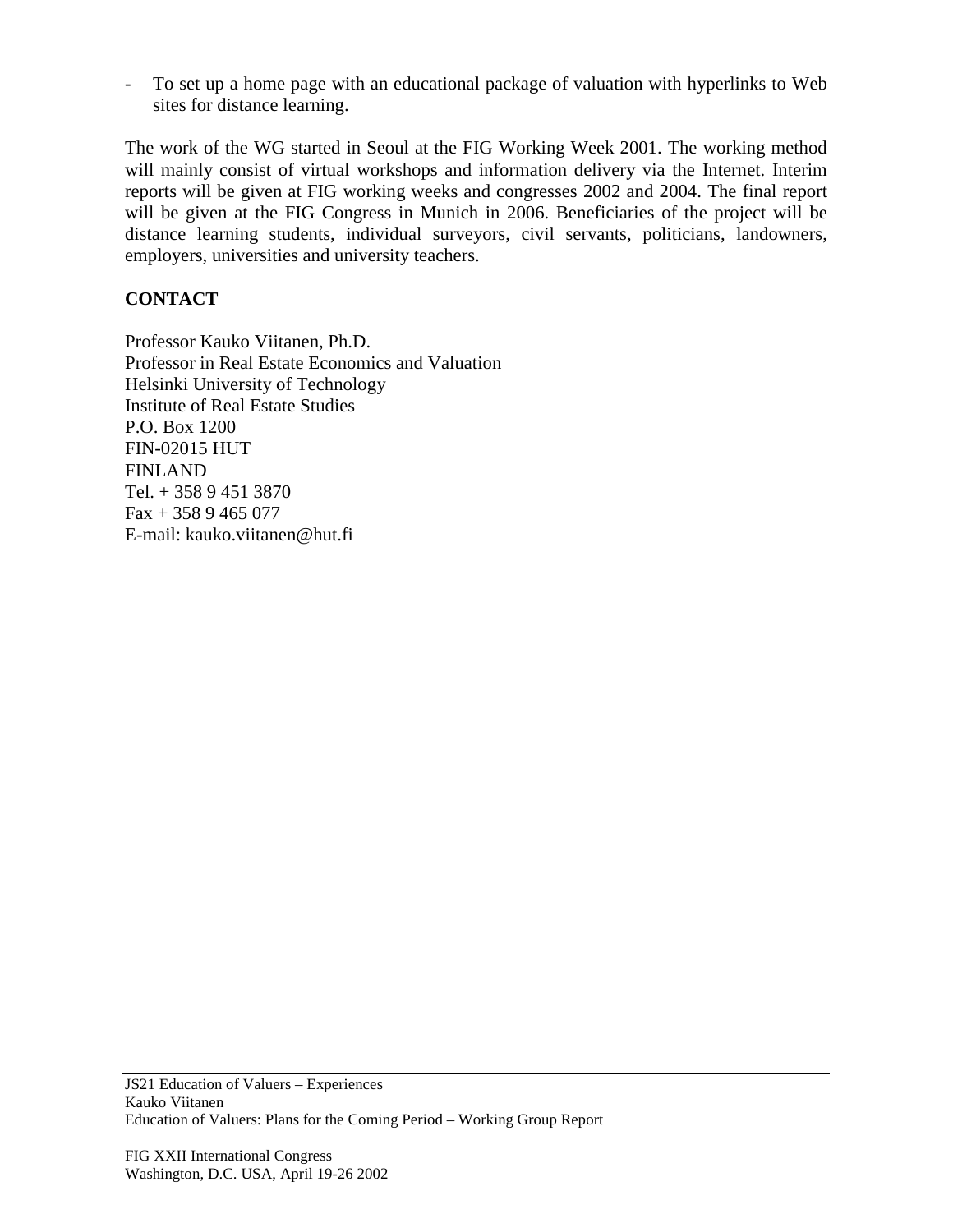- To set up a home page with an educational package of valuation with hyperlinks to Web sites for distance learning.

The work of the WG started in Seoul at the FIG Working Week 2001. The working method will mainly consist of virtual workshops and information delivery via the Internet. Interim reports will be given at FIG working weeks and congresses 2002 and 2004. The final report will be given at the FIG Congress in Munich in 2006. Beneficiaries of the project will be distance learning students, individual surveyors, civil servants, politicians, landowners, employers, universities and university teachers.

## CONTACT

Professor Kauko Viitanen, Ph.D.
Professor in Real Estate Economics and Valuation
Helsinki University of Technology
Institute of Real Estate Studies
P.O. Box 1200
FIN-02015 HUT
FINLAND
Tel. + 358 9 451 3870
Fax + 358 9 465 077
E-mail: kauko.viitanen@hut.fi